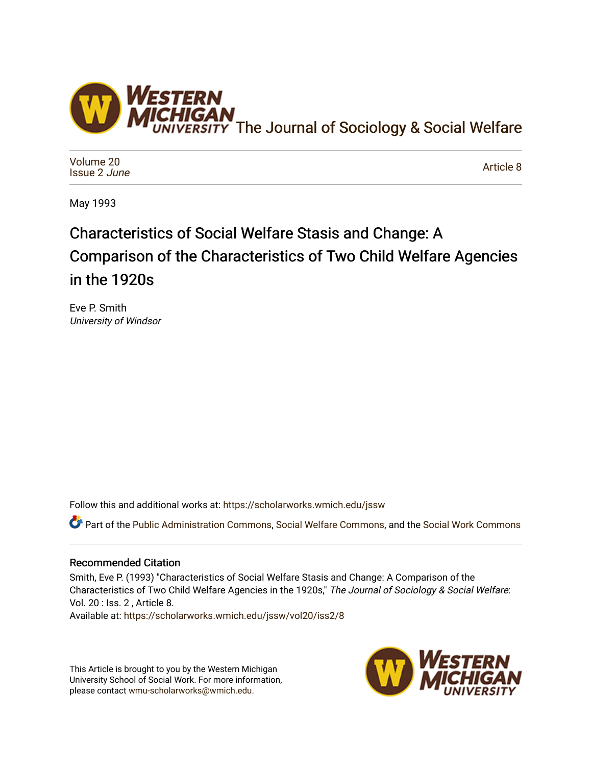The Journal of Sociology & Social Welfare

Volume 20
Issue 2 *June*

Article 8

May 1993

# Characteristics of Social Welfare Stasis and Change: A Comparison of the Characteristics of Two Child Welfare Agencies in the 1920s

Eve P. Smith
*University of Windsor*

Follow this and additional works at: https://scholarworks.wmich.edu/jssw

Part of the Public Administration Commons, Social Welfare Commons, and the Social Work Commons

## Recommended Citation

Smith, Eve P. (1993) "Characteristics of Social Welfare Stasis and Change: A Comparison of the Characteristics of Two Child Welfare Agencies in the 1920s," *The Journal of Sociology & Social Welfare*: Vol. 20 : Iss. 2 , Article 8.
Available at: https://scholarworks.wmich.edu/jssw/vol20/iss2/8

This Article is brought to you by the Western Michigan University School of Social Work. For more information, please contact wmu-scholarworks@wmich.edu.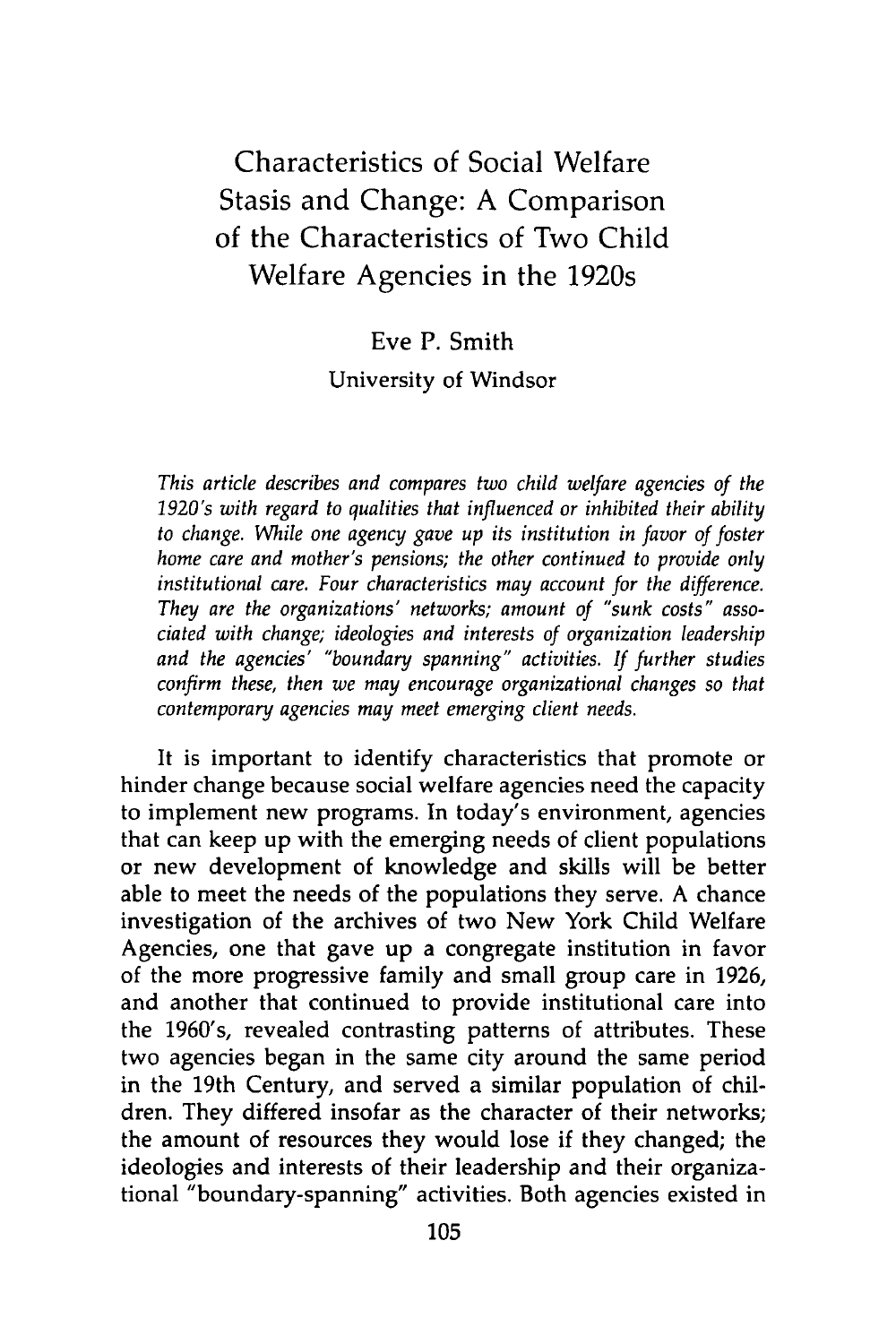# Characteristics of Social Welfare Stasis and Change: A Comparison of the Characteristics of Two Child Welfare Agencies in the 1920s

Eve P. Smith

University of Windsor

*This article describes and compares two child welfare agencies of the 1920's with regard to qualities that influenced or inhibited their ability to change. While one agency gave up its institution in favor of foster home care and mother's pensions; the other continued to provide only institutional care. Four characteristics may account for the difference. They are the organizations' networks; amount of "sunk costs" associated with change; ideologies and interests of organization leadership and the agencies' "boundary spanning" activities. If further studies confirm these, then we may encourage organizational changes so that contemporary agencies may meet emerging client needs.*

It is important to identify characteristics that promote or hinder change because social welfare agencies need the capacity to implement new programs. In today's environment, agencies that can keep up with the emerging needs of client populations or new development of knowledge and skills will be better able to meet the needs of the populations they serve. A chance investigation of the archives of two New York Child Welfare Agencies, one that gave up a congregate institution in favor of the more progressive family and small group care in 1926, and another that continued to provide institutional care into the 1960's, revealed contrasting patterns of attributes. These two agencies began in the same city around the same period in the 19th Century, and served a similar population of children. They differed insofar as the character of their networks; the amount of resources they would lose if they changed; the ideologies and interests of their leadership and their organizational "boundary-spanning" activities. Both agencies existed in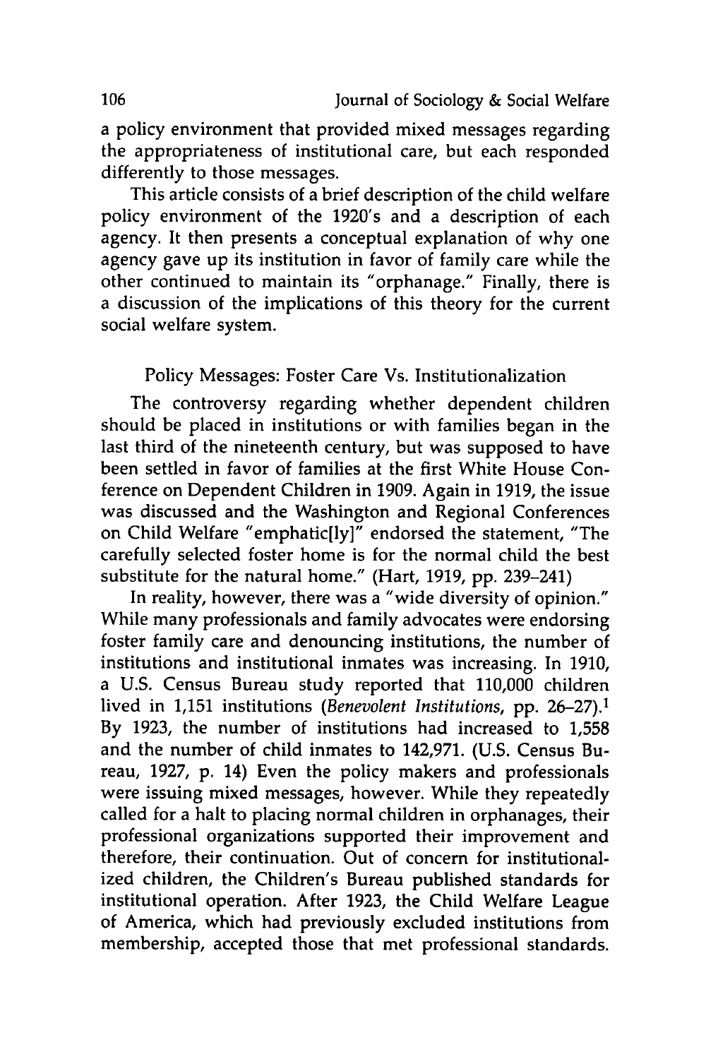a policy environment that provided mixed messages regarding the appropriateness of institutional care, but each responded differently to those messages.

This article consists of a brief description of the child welfare policy environment of the 1920's and a description of each agency. It then presents a conceptual explanation of why one agency gave up its institution in favor of family care while the other continued to maintain its "orphanage." Finally, there is a discussion of the implications of this theory for the current social welfare system.

## Policy Messages: Foster Care Vs. Institutionalization

The controversy regarding whether dependent children should be placed in institutions or with families began in the last third of the nineteenth century, but was supposed to have been settled in favor of families at the first White House Conference on Dependent Children in 1909. Again in 1919, the issue was discussed and the Washington and Regional Conferences on Child Welfare "emphatic[ly]" endorsed the statement, "The carefully selected foster home is for the normal child the best substitute for the natural home." (Hart, 1919, pp. 239–241)

In reality, however, there was a "wide diversity of opinion." While many professionals and family advocates were endorsing foster family care and denouncing institutions, the number of institutions and institutional inmates was increasing. In 1910, a U.S. Census Bureau study reported that 110,000 children lived in 1,151 institutions (*Benevolent Institutions*, pp. 26–27).[1] By 1923, the number of institutions had increased to 1,558 and the number of child inmates to 142,971. (U.S. Census Bureau, 1927, p. 14) Even the policy makers and professionals were issuing mixed messages, however. While they repeatedly called for a halt to placing normal children in orphanages, their professional organizations supported their improvement and therefore, their continuation. Out of concern for institutionalized children, the Children's Bureau published standards for institutional operation. After 1923, the Child Welfare League of America, which had previously excluded institutions from membership, accepted those that met professional standards.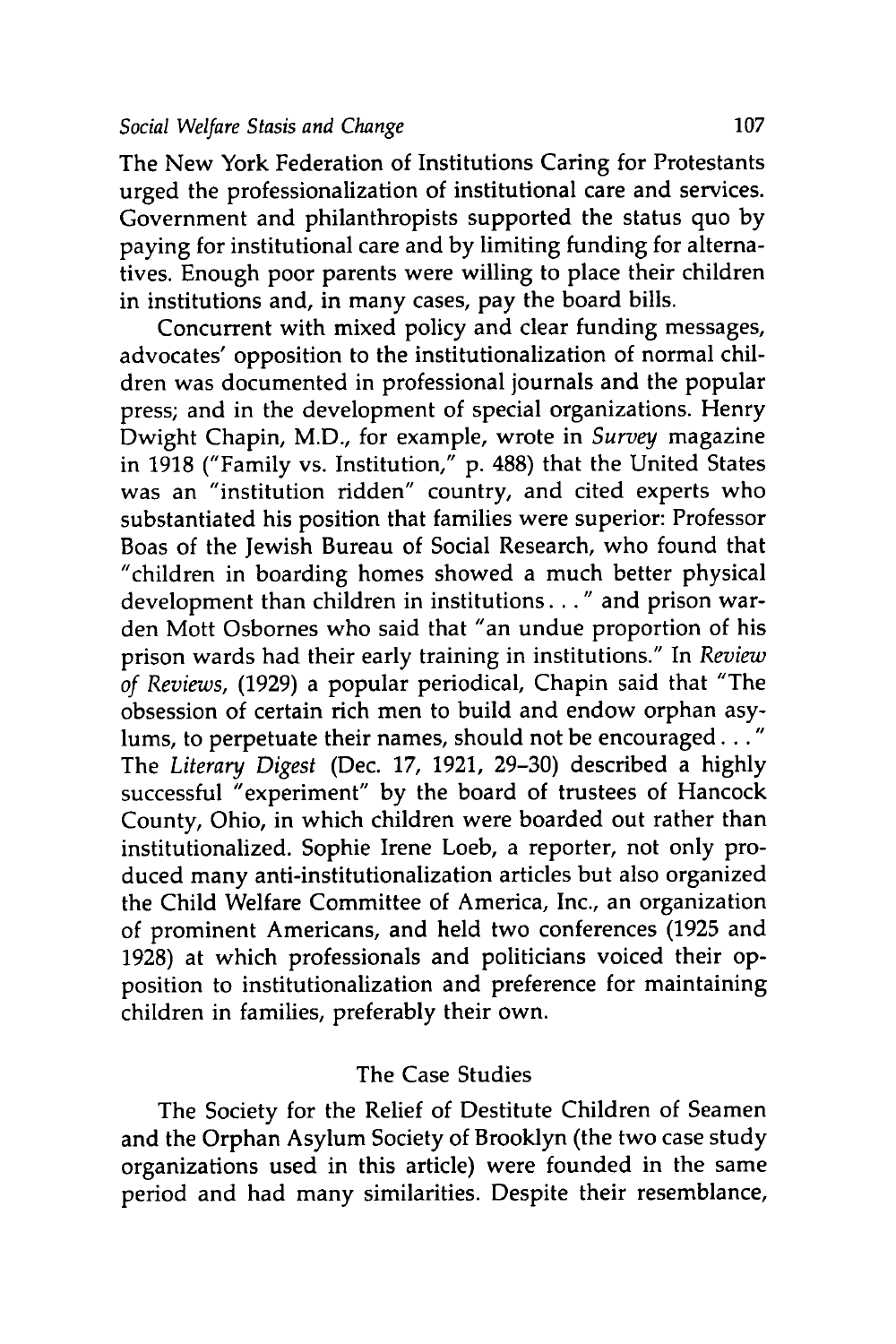The New York Federation of Institutions Caring for Protestants urged the professionalization of institutional care and services. Government and philanthropists supported the status quo by paying for institutional care and by limiting funding for alternatives. Enough poor parents were willing to place their children in institutions and, in many cases, pay the board bills.

Concurrent with mixed policy and clear funding messages, advocates' opposition to the institutionalization of normal children was documented in professional journals and the popular press; and in the development of special organizations. Henry Dwight Chapin, M.D., for example, wrote in *Survey* magazine in 1918 ("Family vs. Institution," p. 488) that the United States was an "institution ridden" country, and cited experts who substantiated his position that families were superior: Professor Boas of the Jewish Bureau of Social Research, who found that "children in boarding homes showed a much better physical development than children in institutions . . ." and prison warden Mott Osbornes who said that "an undue proportion of his prison wards had their early training in institutions." In *Review of Reviews*, (1929) a popular periodical, Chapin said that "The obsession of certain rich men to build and endow orphan asylums, to perpetuate their names, should not be encouraged . . ." The *Literary Digest* (Dec. 17, 1921, 29–30) described a highly successful "experiment" by the board of trustees of Hancock County, Ohio, in which children were boarded out rather than institutionalized. Sophie Irene Loeb, a reporter, not only produced many anti-institutionalization articles but also organized the Child Welfare Committee of America, Inc., an organization of prominent Americans, and held two conferences (1925 and 1928) at which professionals and politicians voiced their opposition to institutionalization and preference for maintaining children in families, preferably their own.

## The Case Studies

The Society for the Relief of Destitute Children of Seamen and the Orphan Asylum Society of Brooklyn (the two case study organizations used in this article) were founded in the same period and had many similarities. Despite their resemblance,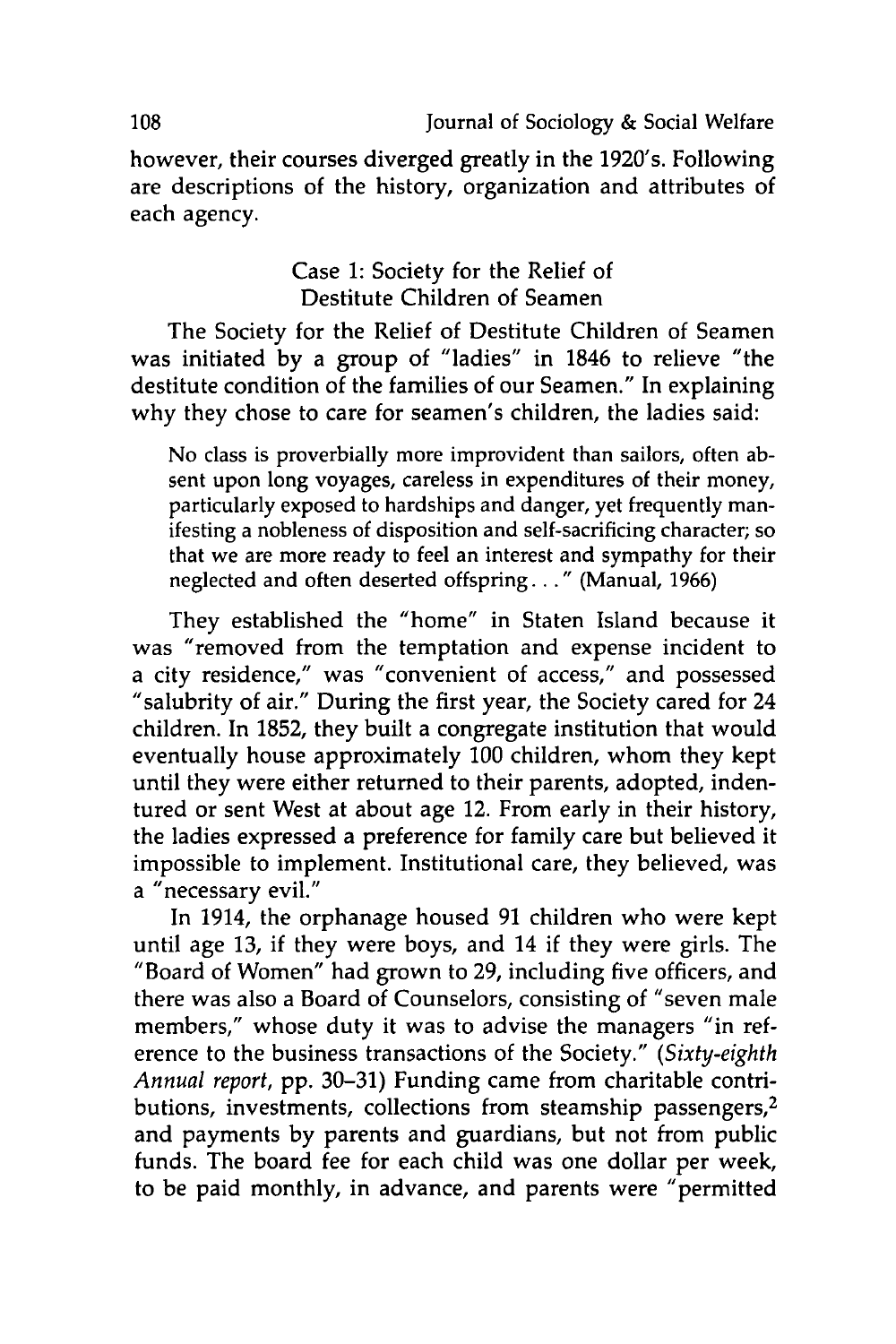however, their courses diverged greatly in the 1920's. Following are descriptions of the history, organization and attributes of each agency.

### Case 1: Society for the Relief of Destitute Children of Seamen

The Society for the Relief of Destitute Children of Seamen was initiated by a group of "ladies" in 1846 to relieve "the destitute condition of the families of our Seamen." In explaining why they chose to care for seamen's children, the ladies said:

> No class is proverbially more improvident than sailors, often absent upon long voyages, careless in expenditures of their money, particularly exposed to hardships and danger, yet frequently manifesting a nobleness of disposition and self-sacrificing character; so that we are more ready to feel an interest and sympathy for their neglected and often deserted offspring. . ." (Manual, 1966)

They established the "home" in Staten Island because it was "removed from the temptation and expense incident to a city residence," was "convenient of access," and possessed "salubrity of air." During the first year, the Society cared for 24 children. In 1852, they built a congregate institution that would eventually house approximately 100 children, whom they kept until they were either returned to their parents, adopted, indentured or sent West at about age 12. From early in their history, the ladies expressed a preference for family care but believed it impossible to implement. Institutional care, they believed, was a "necessary evil."

In 1914, the orphanage housed 91 children who were kept until age 13, if they were boys, and 14 if they were girls. The "Board of Women" had grown to 29, including five officers, and there was also a Board of Counselors, consisting of "seven male members," whose duty it was to advise the managers "in reference to the business transactions of the Society." (*Sixty-eighth Annual report*, pp. 30–31) Funding came from charitable contributions, investments, collections from steamship passengers,[2] and payments by parents and guardians, but not from public funds. The board fee for each child was one dollar per week, to be paid monthly, in advance, and parents were "permitted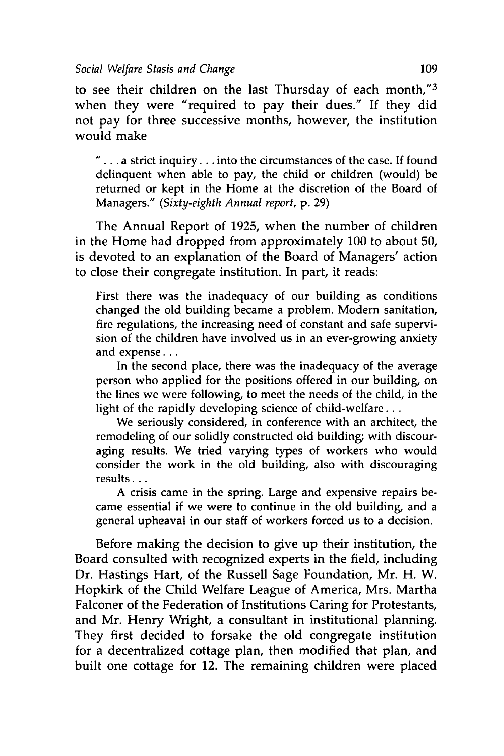to see their children on the last Thursday of each month,"[3] when they were "required to pay their dues." If they did not pay for three successive months, however, the institution would make

> "... a strict inquiry ... into the circumstances of the case. If found delinquent when able to pay, the child or children (would) be returned or kept in the Home at the discretion of the Board of Managers." (*Sixty-eighth Annual report*, p. 29)

The Annual Report of 1925, when the number of children in the Home had dropped from approximately 100 to about 50, is devoted to an explanation of the Board of Managers' action to close their congregate institution. In part, it reads:

> First there was the inadequacy of our building as conditions changed the old building became a problem. Modern sanitation, fire regulations, the increasing need of constant and safe supervision of the children have involved us in an ever-growing anxiety and expense ...
>
> In the second place, there was the inadequacy of the average person who applied for the positions offered in our building, on the lines we were following, to meet the needs of the child, in the light of the rapidly developing science of child-welfare ...
>
> We seriously considered, in conference with an architect, the remodeling of our solidly constructed old building; with discouraging results. We tried varying types of workers who would consider the work in the old building, also with discouraging results ...
>
> A crisis came in the spring. Large and expensive repairs became essential if we were to continue in the old building, and a general upheaval in our staff of workers forced us to a decision.

Before making the decision to give up their institution, the Board consulted with recognized experts in the field, including Dr. Hastings Hart, of the Russell Sage Foundation, Mr. H. W. Hopkirk of the Child Welfare League of America, Mrs. Martha Falconer of the Federation of Institutions Caring for Protestants, and Mr. Henry Wright, a consultant in institutional planning. They first decided to forsake the old congregate institution for a decentralized cottage plan, then modified that plan, and built one cottage for 12. The remaining children were placed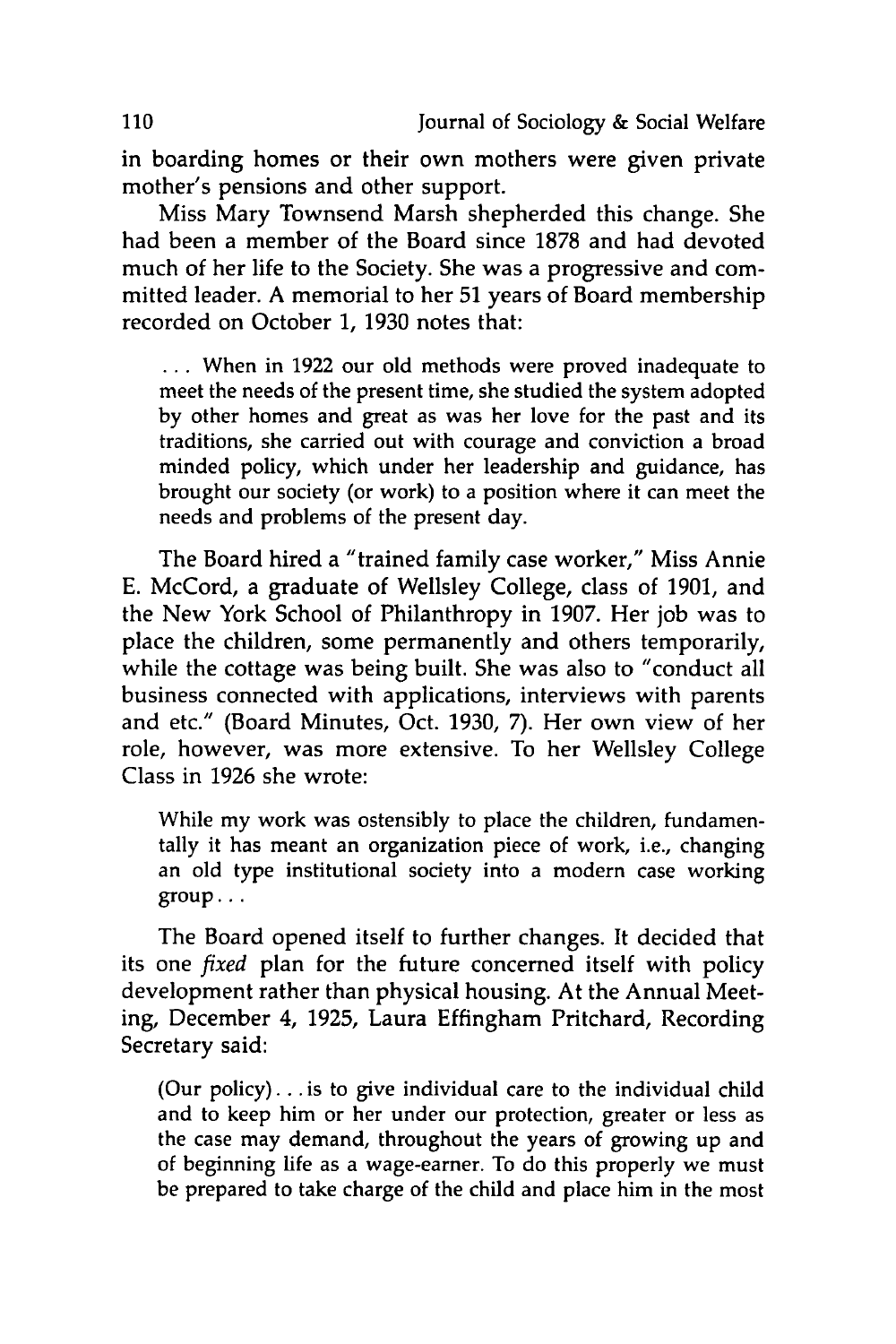in boarding homes or their own mothers were given private mother's pensions and other support.

Miss Mary Townsend Marsh shepherded this change. She had been a member of the Board since 1878 and had devoted much of her life to the Society. She was a progressive and committed leader. A memorial to her 51 years of Board membership recorded on October 1, 1930 notes that:

> . . . When in 1922 our old methods were proved inadequate to meet the needs of the present time, she studied the system adopted by other homes and great as was her love for the past and its traditions, she carried out with courage and conviction a broad minded policy, which under her leadership and guidance, has brought our society (or work) to a position where it can meet the needs and problems of the present day.

The Board hired a "trained family case worker," Miss Annie E. McCord, a graduate of Wellsley College, class of 1901, and the New York School of Philanthropy in 1907. Her job was to place the children, some permanently and others temporarily, while the cottage was being built. She was also to "conduct all business connected with applications, interviews with parents and etc." (Board Minutes, Oct. 1930, 7). Her own view of her role, however, was more extensive. To her Wellsley College Class in 1926 she wrote:

> While my work was ostensibly to place the children, fundamentally it has meant an organization piece of work, i.e., changing an old type institutional society into a modern case working group . . .

The Board opened itself to further changes. It decided that its one *fixed* plan for the future concerned itself with policy development rather than physical housing. At the Annual Meeting, December 4, 1925, Laura Effingham Pritchard, Recording Secretary said:

> (Our policy) . . . is to give individual care to the individual child and to keep him or her under our protection, greater or less as the case may demand, throughout the years of growing up and of beginning life as a wage-earner. To do this properly we must be prepared to take charge of the child and place him in the most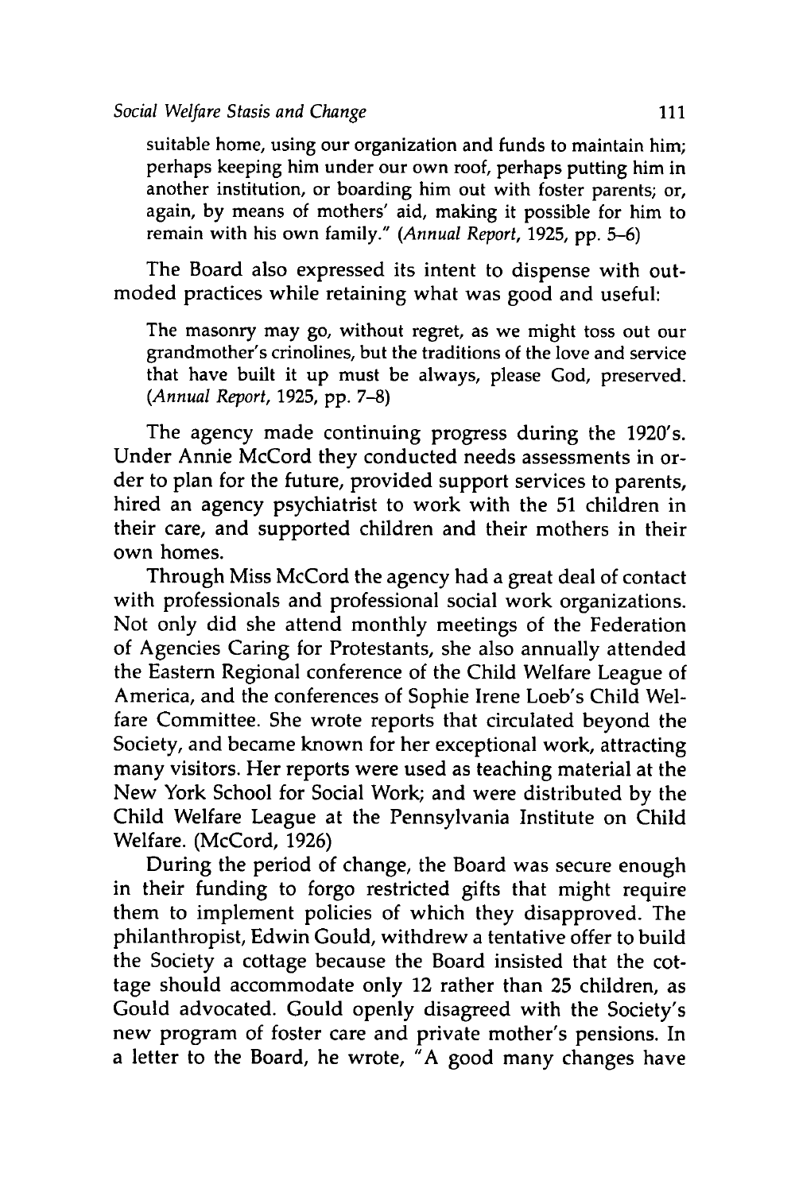> suitable home, using our organization and funds to maintain him; perhaps keeping him under our own roof, perhaps putting him in another institution, or boarding him out with foster parents; or, again, by means of mothers' aid, making it possible for him to remain with his own family." (*Annual Report*, 1925, pp. 5–6)

The Board also expressed its intent to dispense with outmoded practices while retaining what was good and useful:

> The masonry may go, without regret, as we might toss out our grandmother's crinolines, but the traditions of the love and service that have built it up must be always, please God, preserved. (*Annual Report*, 1925, pp. 7–8)

The agency made continuing progress during the 1920's. Under Annie McCord they conducted needs assessments in order to plan for the future, provided support services to parents, hired an agency psychiatrist to work with the 51 children in their care, and supported children and their mothers in their own homes.

Through Miss McCord the agency had a great deal of contact with professionals and professional social work organizations. Not only did she attend monthly meetings of the Federation of Agencies Caring for Protestants, she also annually attended the Eastern Regional conference of the Child Welfare League of America, and the conferences of Sophie Irene Loeb's Child Welfare Committee. She wrote reports that circulated beyond the Society, and became known for her exceptional work, attracting many visitors. Her reports were used as teaching material at the New York School for Social Work; and were distributed by the Child Welfare League at the Pennsylvania Institute on Child Welfare. (McCord, 1926)

During the period of change, the Board was secure enough in their funding to forgo restricted gifts that might require them to implement policies of which they disapproved. The philanthropist, Edwin Gould, withdrew a tentative offer to build the Society a cottage because the Board insisted that the cottage should accommodate only 12 rather than 25 children, as Gould advocated. Gould openly disagreed with the Society's new program of foster care and private mother's pensions. In a letter to the Board, he wrote, "A good many changes have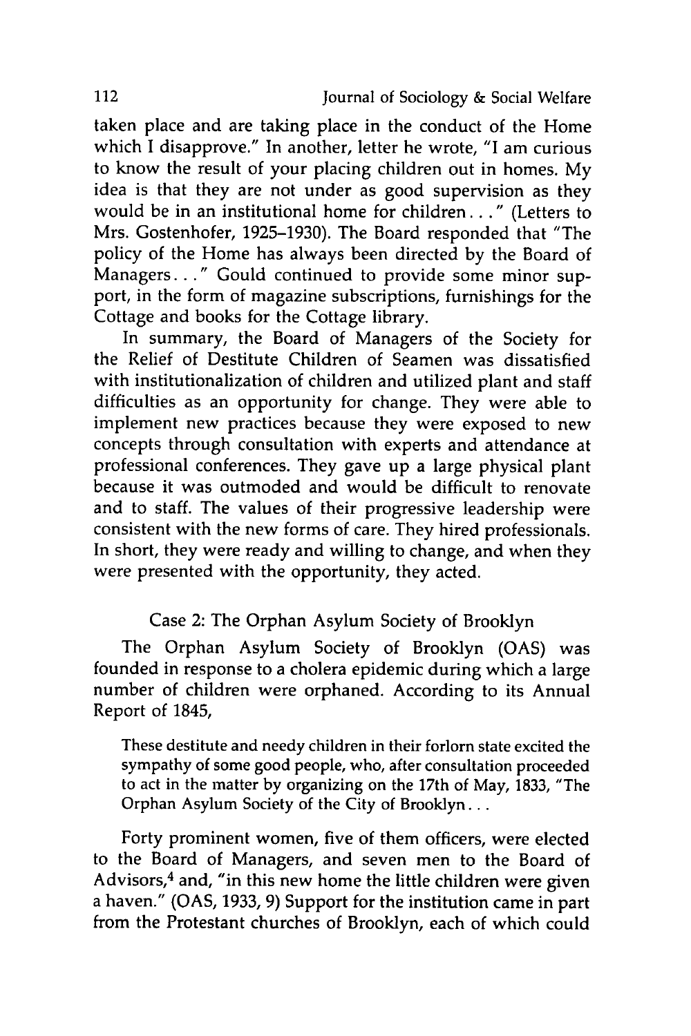taken place and are taking place in the conduct of the Home which I disapprove." In another, letter he wrote, "I am curious to know the result of your placing children out in homes. My idea is that they are not under as good supervision as they would be in an institutional home for children..." (Letters to Mrs. Gostenhofer, 1925–1930). The Board responded that "The policy of the Home has always been directed by the Board of Managers..." Gould continued to provide some minor support, in the form of magazine subscriptions, furnishings for the Cottage and books for the Cottage library.

In summary, the Board of Managers of the Society for the Relief of Destitute Children of Seamen was dissatisfied with institutionalization of children and utilized plant and staff difficulties as an opportunity for change. They were able to implement new practices because they were exposed to new concepts through consultation with experts and attendance at professional conferences. They gave up a large physical plant because it was outmoded and would be difficult to renovate and to staff. The values of their progressive leadership were consistent with the new forms of care. They hired professionals. In short, they were ready and willing to change, and when they were presented with the opportunity, they acted.

## Case 2: The Orphan Asylum Society of Brooklyn

The Orphan Asylum Society of Brooklyn (OAS) was founded in response to a cholera epidemic during which a large number of children were orphaned. According to its Annual Report of 1845,

> These destitute and needy children in their forlorn state excited the sympathy of some good people, who, after consultation proceeded to act in the matter by organizing on the 17th of May, 1833, "The Orphan Asylum Society of the City of Brooklyn...

Forty prominent women, five of them officers, were elected to the Board of Managers, and seven men to the Board of Advisors,[4] and, "in this new home the little children were given a haven." (OAS, 1933, 9) Support for the institution came in part from the Protestant churches of Brooklyn, each of which could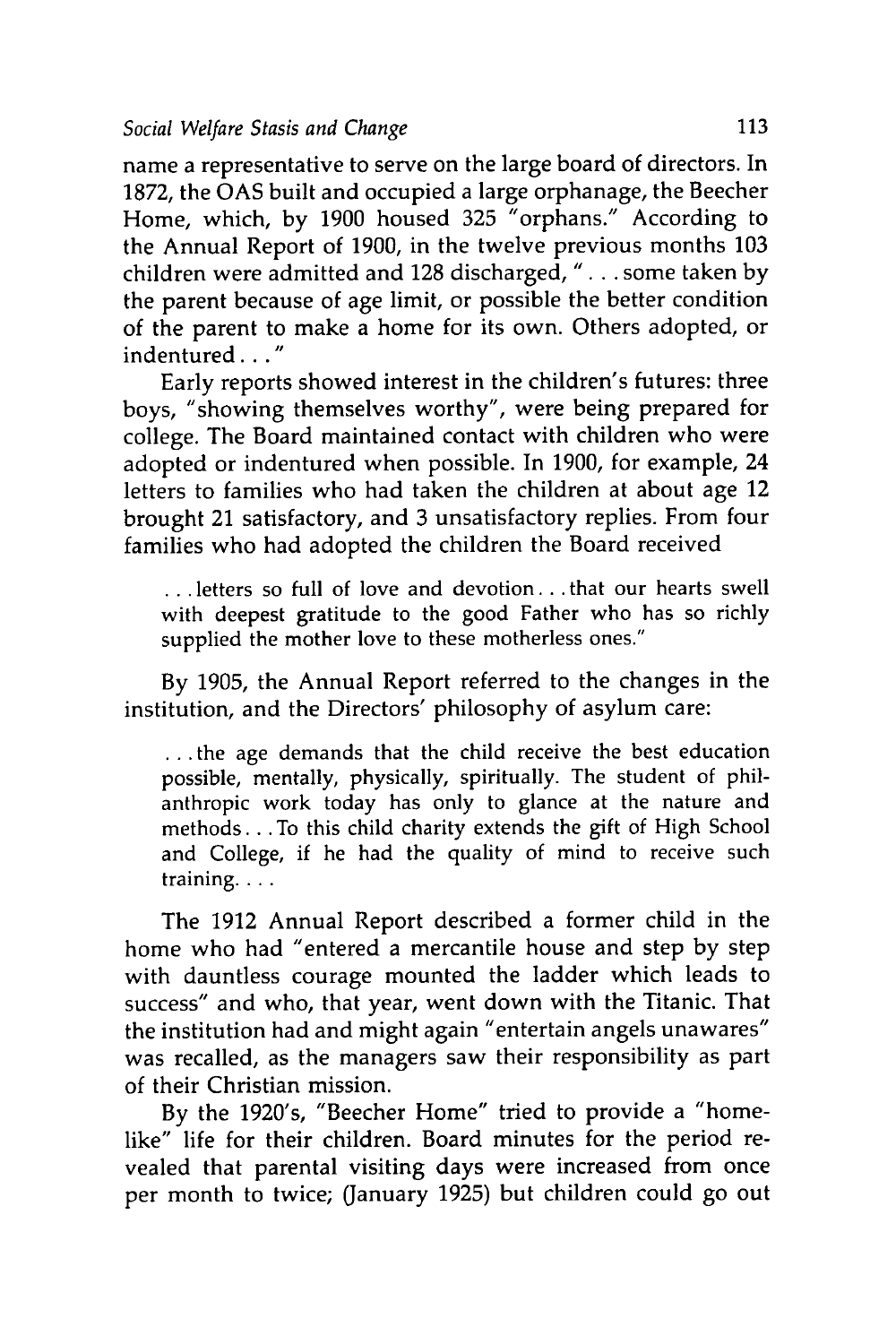name a representative to serve on the large board of directors. In 1872, the OAS built and occupied a large orphanage, the Beecher Home, which, by 1900 housed 325 "orphans." According to the Annual Report of 1900, in the twelve previous months 103 children were admitted and 128 discharged, ". . . some taken by the parent because of age limit, or possible the better condition of the parent to make a home for its own. Others adopted, or indentured . . ."

Early reports showed interest in the children's futures: three boys, "showing themselves worthy", were being prepared for college. The Board maintained contact with children who were adopted or indentured when possible. In 1900, for example, 24 letters to families who had taken the children at about age 12 brought 21 satisfactory, and 3 unsatisfactory replies. From four families who had adopted the children the Board received

> . . . letters so full of love and devotion . . . that our hearts swell with deepest gratitude to the good Father who has so richly supplied the mother love to these motherless ones."

By 1905, the Annual Report referred to the changes in the institution, and the Directors' philosophy of asylum care:

> . . . the age demands that the child receive the best education possible, mentally, physically, spiritually. The student of philanthropic work today has only to glance at the nature and methods . . . To this child charity extends the gift of High School and College, if he had the quality of mind to receive such training. . . .

The 1912 Annual Report described a former child in the home who had "entered a mercantile house and step by step with dauntless courage mounted the ladder which leads to success" and who, that year, went down with the Titanic. That the institution had and might again "entertain angels unawares" was recalled, as the managers saw their responsibility as part of their Christian mission.

By the 1920's, "Beecher Home" tried to provide a "home-like" life for their children. Board minutes for the period revealed that parental visiting days were increased from once per month to twice; (January 1925) but children could go out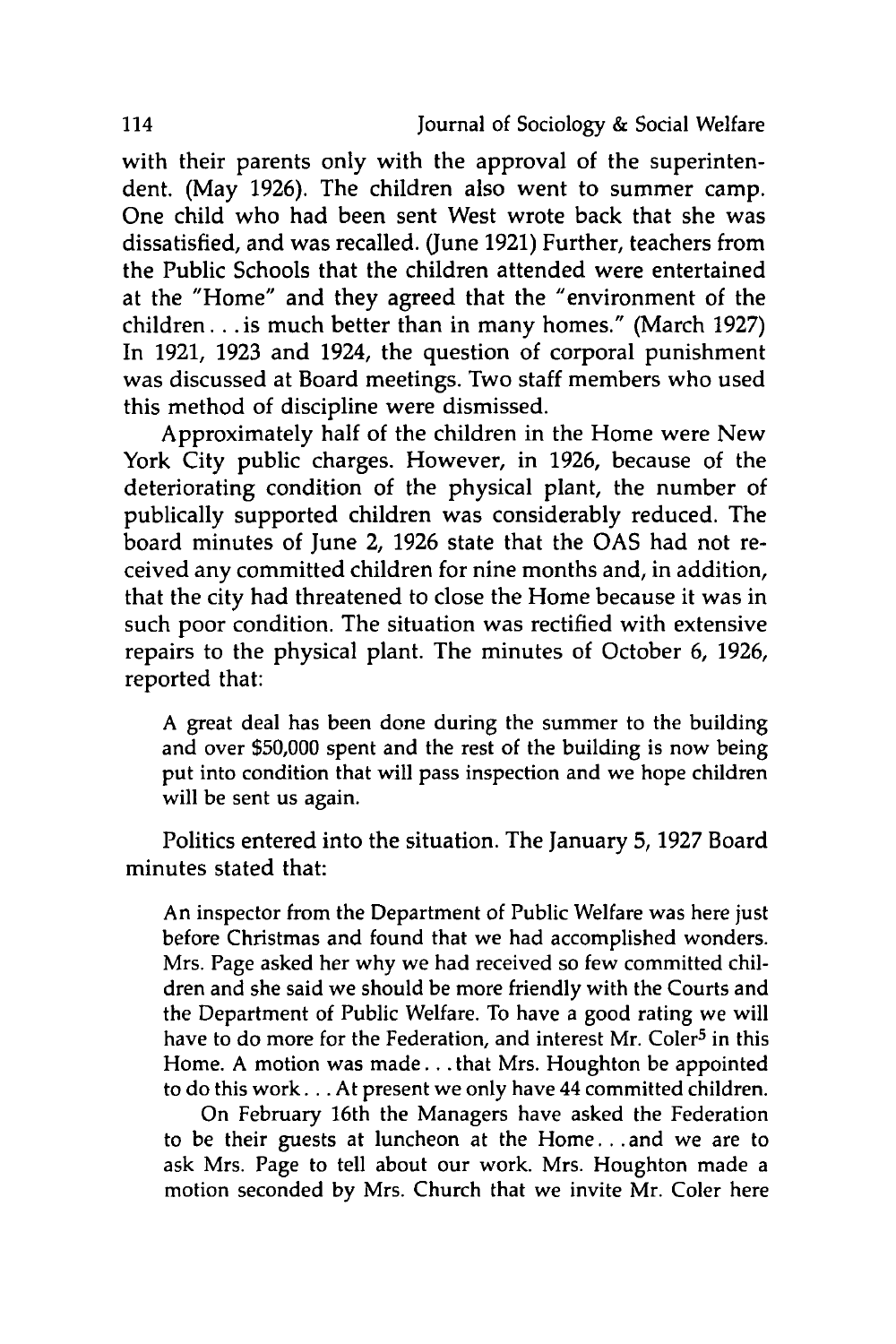with their parents only with the approval of the superintendent. (May 1926). The children also went to summer camp. One child who had been sent West wrote back that she was dissatisfied, and was recalled. (June 1921) Further, teachers from the Public Schools that the children attended were entertained at the "Home" and they agreed that the "environment of the children . . . is much better than in many homes." (March 1927) In 1921, 1923 and 1924, the question of corporal punishment was discussed at Board meetings. Two staff members who used this method of discipline were dismissed.

Approximately half of the children in the Home were New York City public charges. However, in 1926, because of the deteriorating condition of the physical plant, the number of publically supported children was considerably reduced. The board minutes of June 2, 1926 state that the OAS had not received any committed children for nine months and, in addition, that the city had threatened to close the Home because it was in such poor condition. The situation was rectified with extensive repairs to the physical plant. The minutes of October 6, 1926, reported that:

> A great deal has been done during the summer to the building and over $50,000 spent and the rest of the building is now being put into condition that will pass inspection and we hope children will be sent us again.

Politics entered into the situation. The January 5, 1927 Board minutes stated that:

> An inspector from the Department of Public Welfare was here just before Christmas and found that we had accomplished wonders. Mrs. Page asked her why we had received so few committed children and she said we should be more friendly with the Courts and the Department of Public Welfare. To have a good rating we will have to do more for the Federation, and interest Mr. Coler[5] in this Home. A motion was made . . . that Mrs. Houghton be appointed to do this work . . . At present we only have 44 committed children.
>
> On February 16th the Managers have asked the Federation to be their guests at luncheon at the Home . . . and we are to ask Mrs. Page to tell about our work. Mrs. Houghton made a motion seconded by Mrs. Church that we invite Mr. Coler here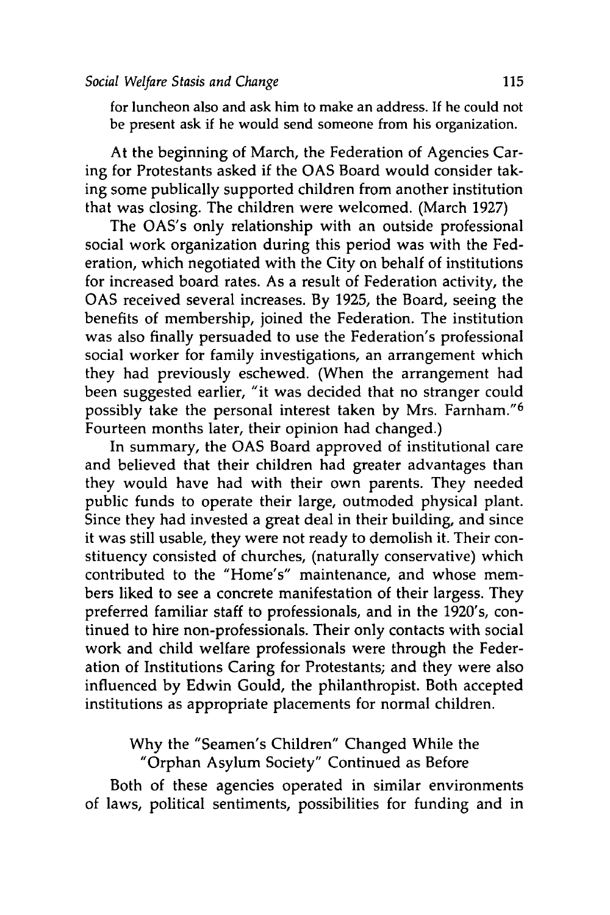for luncheon also and ask him to make an address. If he could not be present ask if he would send someone from his organization.

At the beginning of March, the Federation of Agencies Caring for Protestants asked if the OAS Board would consider taking some publically supported children from another institution that was closing. The children were welcomed. (March 1927)

The OAS's only relationship with an outside professional social work organization during this period was with the Federation, which negotiated with the City on behalf of institutions for increased board rates. As a result of Federation activity, the OAS received several increases. By 1925, the Board, seeing the benefits of membership, joined the Federation. The institution was also finally persuaded to use the Federation's professional social worker for family investigations, an arrangement which they had previously eschewed. (When the arrangement had been suggested earlier, "it was decided that no stranger could possibly take the personal interest taken by Mrs. Farnham."[6] Fourteen months later, their opinion had changed.)

In summary, the OAS Board approved of institutional care and believed that their children had greater advantages than they would have had with their own parents. They needed public funds to operate their large, outmoded physical plant. Since they had invested a great deal in their building, and since it was still usable, they were not ready to demolish it. Their constituency consisted of churches, (naturally conservative) which contributed to the "Home's" maintenance, and whose members liked to see a concrete manifestation of their largess. They preferred familiar staff to professionals, and in the 1920's, continued to hire non-professionals. Their only contacts with social work and child welfare professionals were through the Federation of Institutions Caring for Protestants; and they were also influenced by Edwin Gould, the philanthropist. Both accepted institutions as appropriate placements for normal children.

## Why the "Seamen's Children" Changed While the "Orphan Asylum Society" Continued as Before

Both of these agencies operated in similar environments of laws, political sentiments, possibilities for funding and in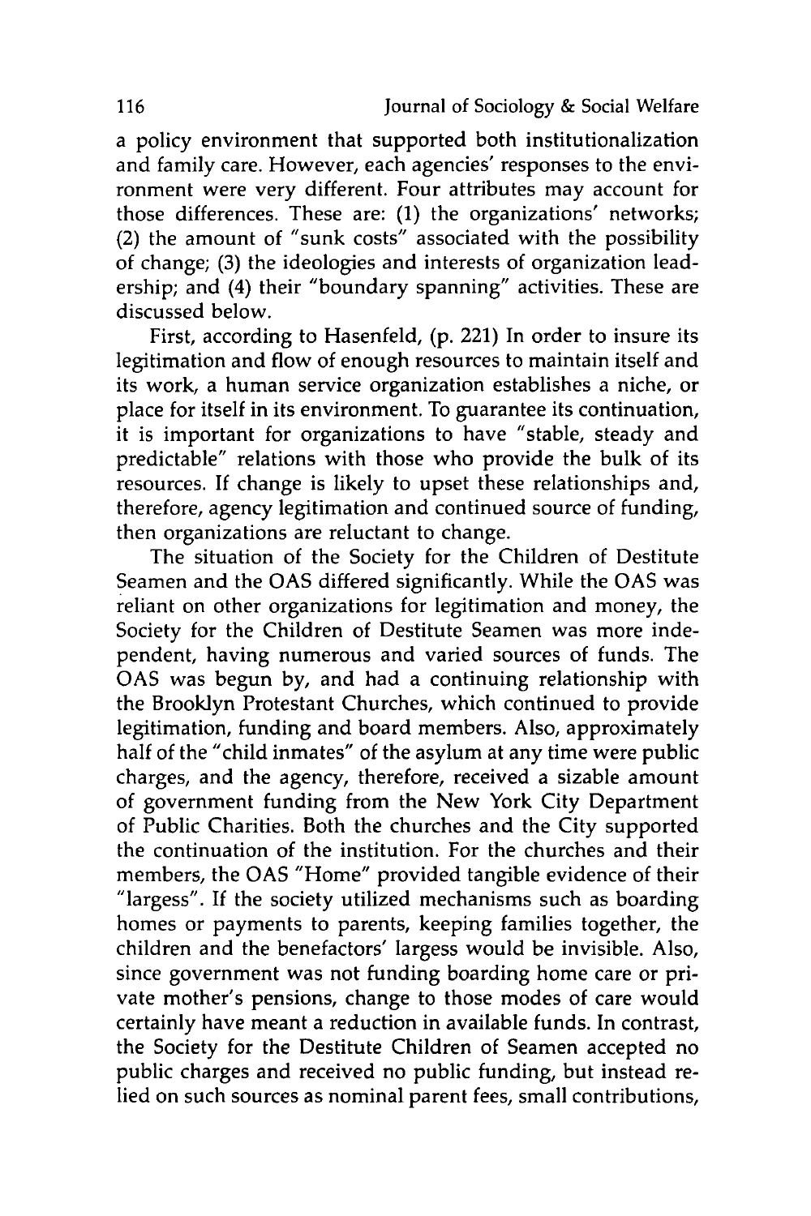a policy environment that supported both institutionalization and family care. However, each agencies' responses to the environment were very different. Four attributes may account for those differences. These are: (1) the organizations' networks; (2) the amount of "sunk costs" associated with the possibility of change; (3) the ideologies and interests of organization leadership; and (4) their "boundary spanning" activities. These are discussed below.

First, according to Hasenfeld, (p. 221) In order to insure its legitimation and flow of enough resources to maintain itself and its work, a human service organization establishes a niche, or place for itself in its environment. To guarantee its continuation, it is important for organizations to have "stable, steady and predictable" relations with those who provide the bulk of its resources. If change is likely to upset these relationships and, therefore, agency legitimation and continued source of funding, then organizations are reluctant to change.

The situation of the Society for the Children of Destitute Seamen and the OAS differed significantly. While the OAS was reliant on other organizations for legitimation and money, the Society for the Children of Destitute Seamen was more independent, having numerous and varied sources of funds. The OAS was begun by, and had a continuing relationship with the Brooklyn Protestant Churches, which continued to provide legitimation, funding and board members. Also, approximately half of the "child inmates" of the asylum at any time were public charges, and the agency, therefore, received a sizable amount of government funding from the New York City Department of Public Charities. Both the churches and the City supported the continuation of the institution. For the churches and their members, the OAS "Home" provided tangible evidence of their "largess". If the society utilized mechanisms such as boarding homes or payments to parents, keeping families together, the children and the benefactors' largess would be invisible. Also, since government was not funding boarding home care or private mother's pensions, change to those modes of care would certainly have meant a reduction in available funds. In contrast, the Society for the Destitute Children of Seamen accepted no public charges and received no public funding, but instead relied on such sources as nominal parent fees, small contributions,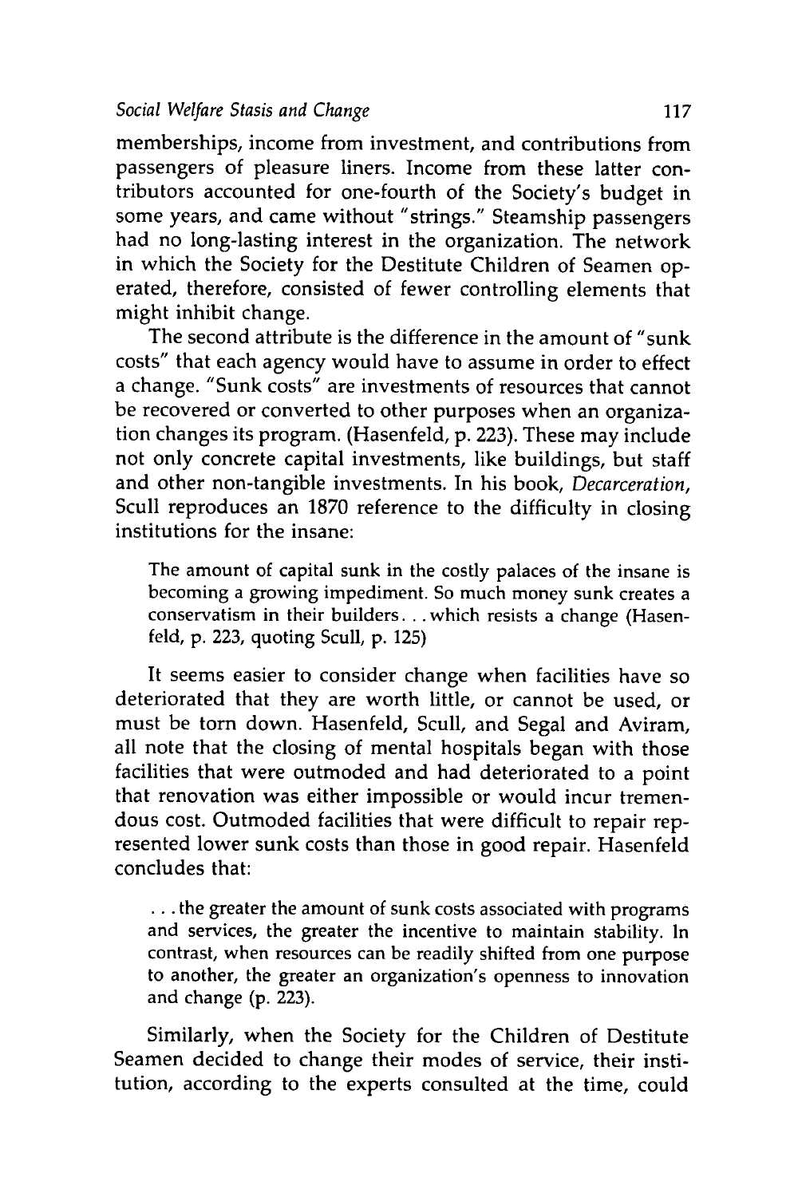memberships, income from investment, and contributions from passengers of pleasure liners. Income from these latter contributors accounted for one-fourth of the Society's budget in some years, and came without "strings." Steamship passengers had no long-lasting interest in the organization. The network in which the Society for the Destitute Children of Seamen operated, therefore, consisted of fewer controlling elements that might inhibit change.

The second attribute is the difference in the amount of "sunk costs" that each agency would have to assume in order to effect a change. "Sunk costs" are investments of resources that cannot be recovered or converted to other purposes when an organization changes its program. (Hasenfeld, p. 223). These may include not only concrete capital investments, like buildings, but staff and other non-tangible investments. In his book, *Decarceration*, Scull reproduces an 1870 reference to the difficulty in closing institutions for the insane:

> The amount of capital sunk in the costly palaces of the insane is becoming a growing impediment. So much money sunk creates a conservatism in their builders. . . which resists a change (Hasenfeld, p. 223, quoting Scull, p. 125)

It seems easier to consider change when facilities have so deteriorated that they are worth little, or cannot be used, or must be torn down. Hasenfeld, Scull, and Segal and Aviram, all note that the closing of mental hospitals began with those facilities that were outmoded and had deteriorated to a point that renovation was either impossible or would incur tremendous cost. Outmoded facilities that were difficult to repair represented lower sunk costs than those in good repair. Hasenfeld concludes that:

> . . . the greater the amount of sunk costs associated with programs and services, the greater the incentive to maintain stability. In contrast, when resources can be readily shifted from one purpose to another, the greater an organization's openness to innovation and change (p. 223).

Similarly, when the Society for the Children of Destitute Seamen decided to change their modes of service, their institution, according to the experts consulted at the time, could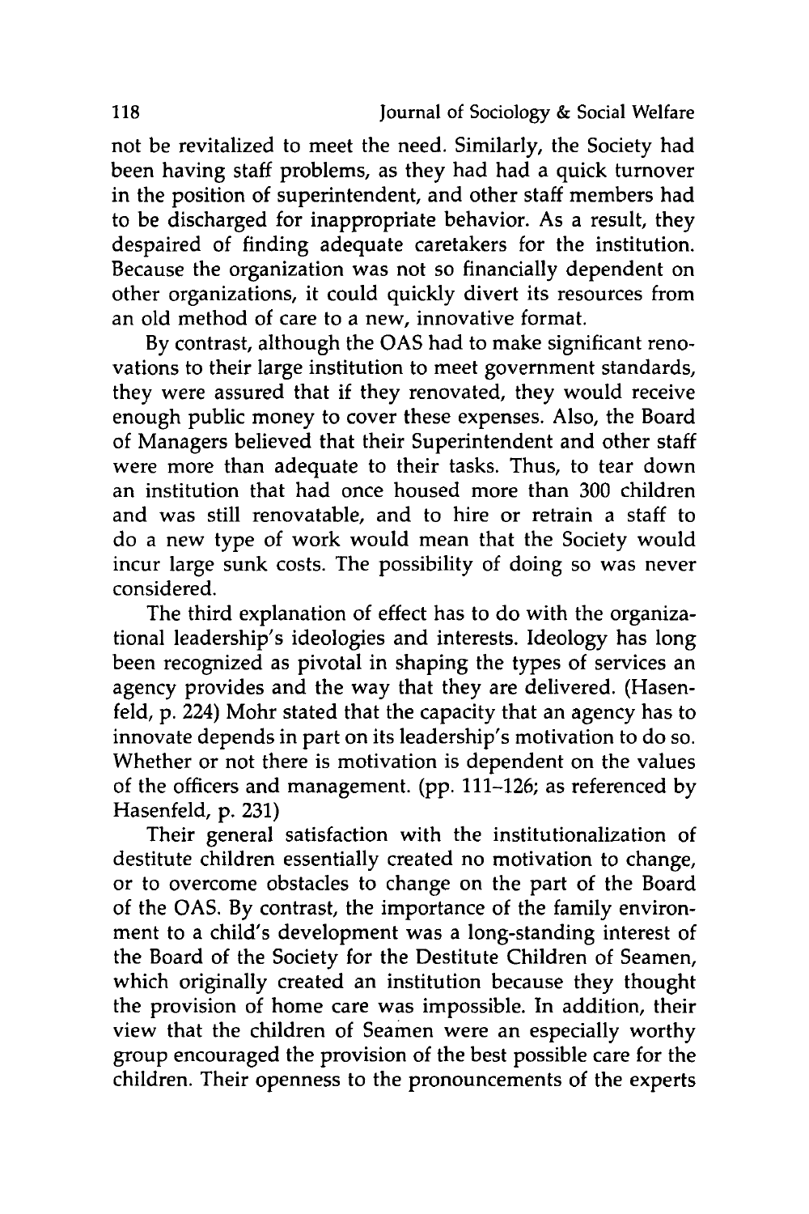not be revitalized to meet the need. Similarly, the Society had been having staff problems, as they had had a quick turnover in the position of superintendent, and other staff members had to be discharged for inappropriate behavior. As a result, they despaired of finding adequate caretakers for the institution. Because the organization was not so financially dependent on other organizations, it could quickly divert its resources from an old method of care to a new, innovative format.

By contrast, although the OAS had to make significant renovations to their large institution to meet government standards, they were assured that if they renovated, they would receive enough public money to cover these expenses. Also, the Board of Managers believed that their Superintendent and other staff were more than adequate to their tasks. Thus, to tear down an institution that had once housed more than 300 children and was still renovatable, and to hire or retrain a staff to do a new type of work would mean that the Society would incur large sunk costs. The possibility of doing so was never considered.

The third explanation of effect has to do with the organizational leadership's ideologies and interests. Ideology has long been recognized as pivotal in shaping the types of services an agency provides and the way that they are delivered. (Hasenfeld, p. 224) Mohr stated that the capacity that an agency has to innovate depends in part on its leadership's motivation to do so. Whether or not there is motivation is dependent on the values of the officers and management. (pp. 111–126; as referenced by Hasenfeld, p. 231)

Their general satisfaction with the institutionalization of destitute children essentially created no motivation to change, or to overcome obstacles to change on the part of the Board of the OAS. By contrast, the importance of the family environment to a child's development was a long-standing interest of the Board of the Society for the Destitute Children of Seamen, which originally created an institution because they thought the provision of home care was impossible. In addition, their view that the children of Seamen were an especially worthy group encouraged the provision of the best possible care for the children. Their openness to the pronouncements of the experts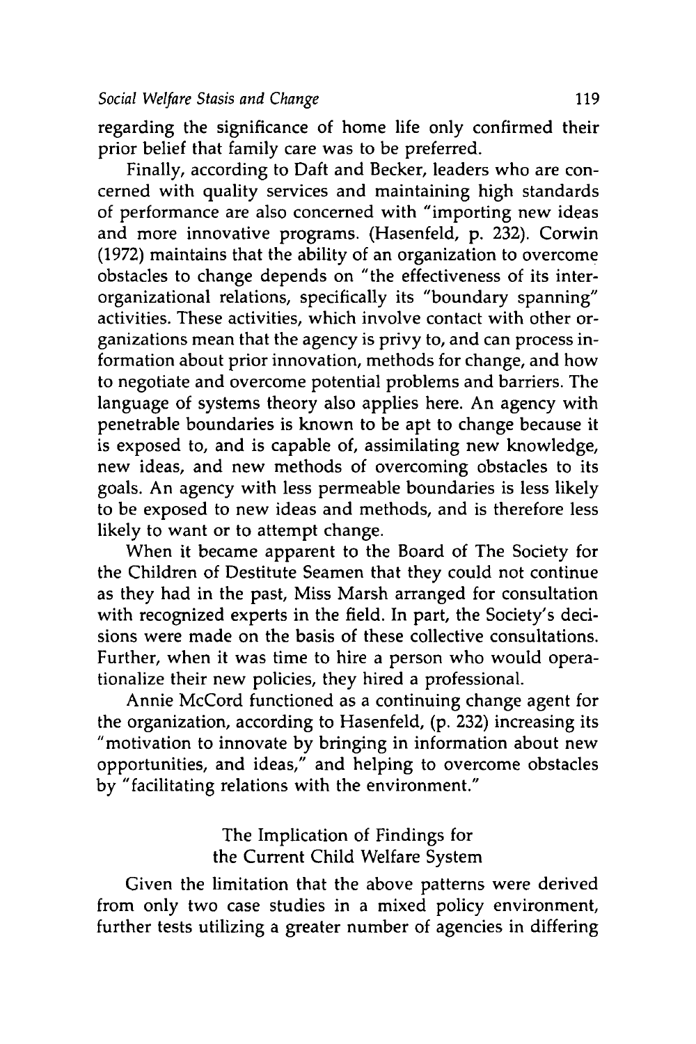regarding the significance of home life only confirmed their prior belief that family care was to be preferred.

Finally, according to Daft and Becker, leaders who are concerned with quality services and maintaining high standards of performance are also concerned with "importing new ideas and more innovative programs. (Hasenfeld, p. 232). Corwin (1972) maintains that the ability of an organization to overcome obstacles to change depends on "the effectiveness of its interorganizational relations, specifically its "boundary spanning" activities. These activities, which involve contact with other organizations mean that the agency is privy to, and can process information about prior innovation, methods for change, and how to negotiate and overcome potential problems and barriers. The language of systems theory also applies here. An agency with penetrable boundaries is known to be apt to change because it is exposed to, and is capable of, assimilating new knowledge, new ideas, and new methods of overcoming obstacles to its goals. An agency with less permeable boundaries is less likely to be exposed to new ideas and methods, and is therefore less likely to want or to attempt change.

When it became apparent to the Board of The Society for the Children of Destitute Seamen that they could not continue as they had in the past, Miss Marsh arranged for consultation with recognized experts in the field. In part, the Society's decisions were made on the basis of these collective consultations. Further, when it was time to hire a person who would operationalize their new policies, they hired a professional.

Annie McCord functioned as a continuing change agent for the organization, according to Hasenfeld, (p. 232) increasing its "motivation to innovate by bringing in information about new opportunities, and ideas," and helping to overcome obstacles by "facilitating relations with the environment."

## The Implication of Findings for the Current Child Welfare System

Given the limitation that the above patterns were derived from only two case studies in a mixed policy environment, further tests utilizing a greater number of agencies in differing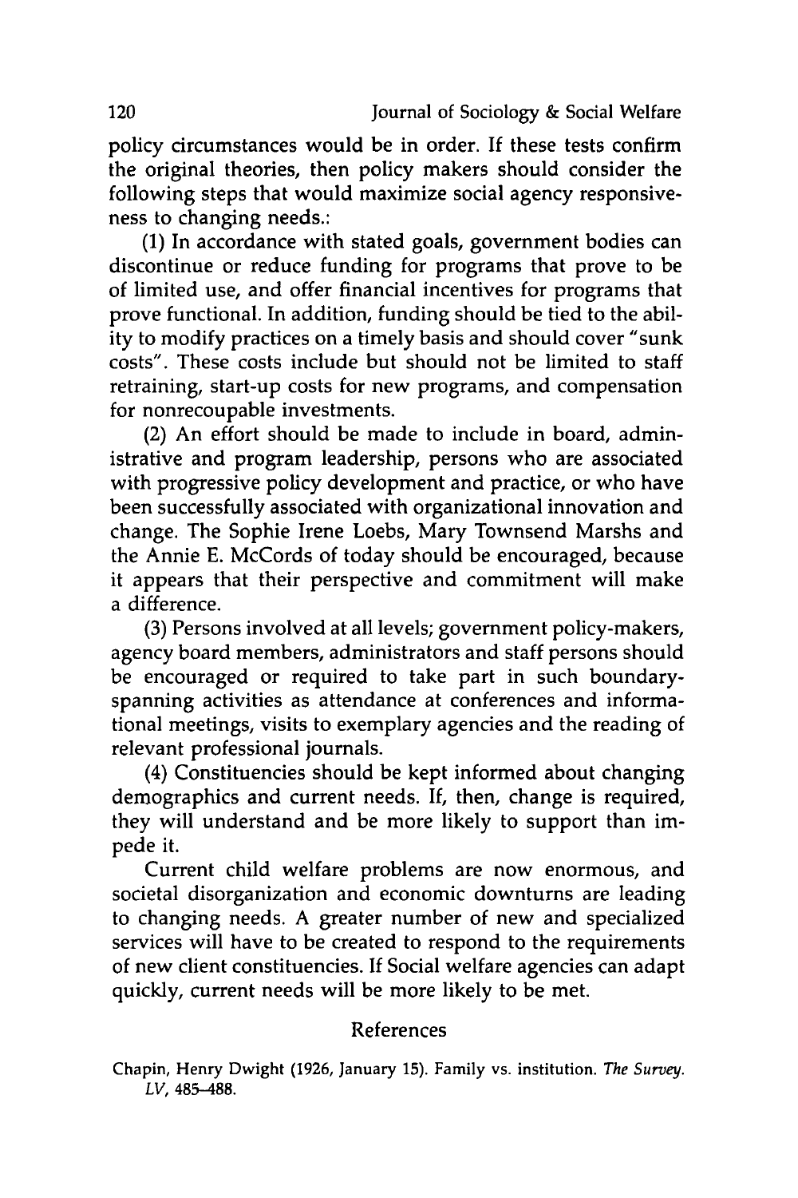policy circumstances would be in order. If these tests confirm the original theories, then policy makers should consider the following steps that would maximize social agency responsiveness to changing needs.:

(1) In accordance with stated goals, government bodies can discontinue or reduce funding for programs that prove to be of limited use, and offer financial incentives for programs that prove functional. In addition, funding should be tied to the ability to modify practices on a timely basis and should cover "sunk costs". These costs include but should not be limited to staff retraining, start-up costs for new programs, and compensation for nonrecoupable investments.

(2) An effort should be made to include in board, administrative and program leadership, persons who are associated with progressive policy development and practice, or who have been successfully associated with organizational innovation and change. The Sophie Irene Loebs, Mary Townsend Marshs and the Annie E. McCords of today should be encouraged, because it appears that their perspective and commitment will make a difference.

(3) Persons involved at all levels; government policy-makers, agency board members, administrators and staff persons should be encouraged or required to take part in such boundary-spanning activities as attendance at conferences and informational meetings, visits to exemplary agencies and the reading of relevant professional journals.

(4) Constituencies should be kept informed about changing demographics and current needs. If, then, change is required, they will understand and be more likely to support than impede it.

Current child welfare problems are now enormous, and societal disorganization and economic downturns are leading to changing needs. A greater number of new and specialized services will have to be created to respond to the requirements of new client constituencies. If Social welfare agencies can adapt quickly, current needs will be more likely to be met.

## References

Chapin, Henry Dwight (1926, January 15). Family vs. institution. *The Survey. LV*, 485–488.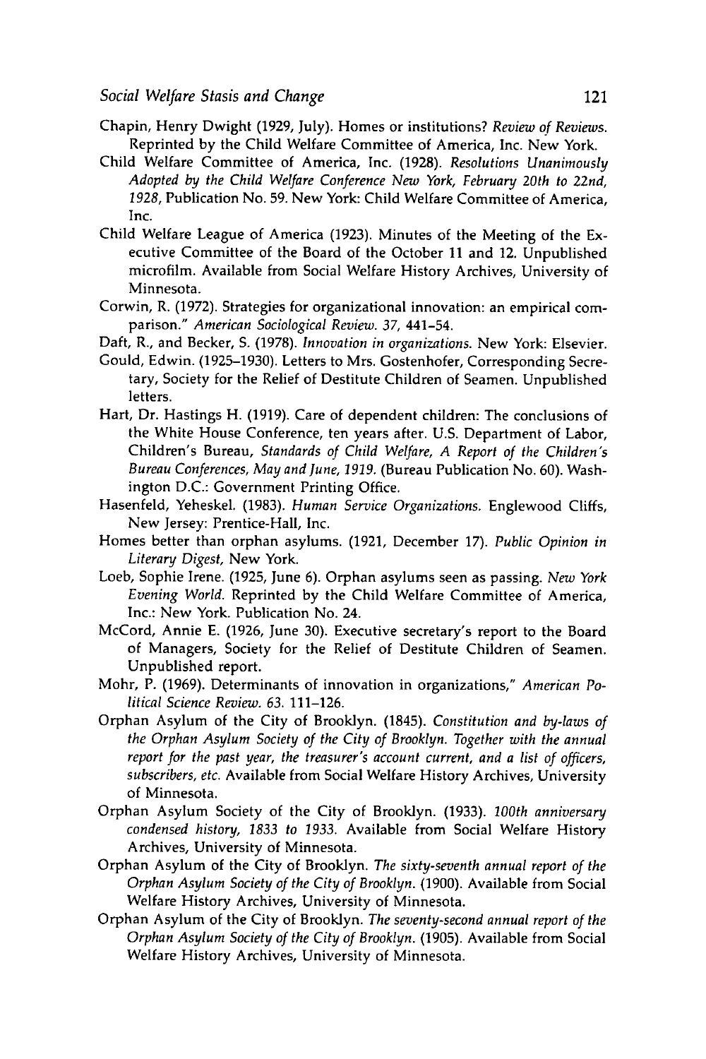Chapin, Henry Dwight (1929, July). Homes or institutions? *Review of Reviews.* Reprinted by the Child Welfare Committee of America, Inc. New York.

Child Welfare Committee of America, Inc. (1928). *Resolutions Unanimously Adopted by the Child Welfare Conference New York, February 20th to 22nd, 1928,* Publication No. 59. New York: Child Welfare Committee of America, Inc.

Child Welfare League of America (1923). Minutes of the Meeting of the Executive Committee of the Board of the October 11 and 12. Unpublished microfilm. Available from Social Welfare History Archives, University of Minnesota.

Corwin, R. (1972). Strategies for organizational innovation: an empirical comparison." *American Sociological Review. 37,* 441–54.

Daft, R., and Becker, S. (1978). *Innovation in organizations.* New York: Elsevier.

Gould, Edwin. (1925–1930). Letters to Mrs. Gostenhofer, Corresponding Secretary, Society for the Relief of Destitute Children of Seamen. Unpublished letters.

Hart, Dr. Hastings H. (1919). Care of dependent children: The conclusions of the White House Conference, ten years after. U.S. Department of Labor, Children's Bureau, *Standards of Child Welfare, A Report of the Children's Bureau Conferences, May and June, 1919.* (Bureau Publication No. 60). Washington D.C.: Government Printing Office.

Hasenfeld, Yeheskel. (1983). *Human Service Organizations.* Englewood Cliffs, New Jersey: Prentice-Hall, Inc.

Homes better than orphan asylums. (1921, December 17). *Public Opinion in Literary Digest,* New York.

Loeb, Sophie Irene. (1925, June 6). Orphan asylums seen as passing. *New York Evening World.* Reprinted by the Child Welfare Committee of America, Inc.: New York. Publication No. 24.

McCord, Annie E. (1926, June 30). Executive secretary's report to the Board of Managers, Society for the Relief of Destitute Children of Seamen. Unpublished report.

Mohr, P. (1969). Determinants of innovation in organizations," *American Political Science Review. 63.* 111–126.

Orphan Asylum of the City of Brooklyn. (1845). *Constitution and by-laws of the Orphan Asylum Society of the City of Brooklyn. Together with the annual report for the past year, the treasurer's account current, and a list of officers, subscribers, etc.* Available from Social Welfare History Archives, University of Minnesota.

Orphan Asylum Society of the City of Brooklyn. (1933). *100th anniversary condensed history, 1833 to 1933.* Available from Social Welfare History Archives, University of Minnesota.

Orphan Asylum of the City of Brooklyn. *The sixty-seventh annual report of the Orphan Asylum Society of the City of Brooklyn.* (1900). Available from Social Welfare History Archives, University of Minnesota.

Orphan Asylum of the City of Brooklyn. *The seventy-second annual report of the Orphan Asylum Society of the City of Brooklyn.* (1905). Available from Social Welfare History Archives, University of Minnesota.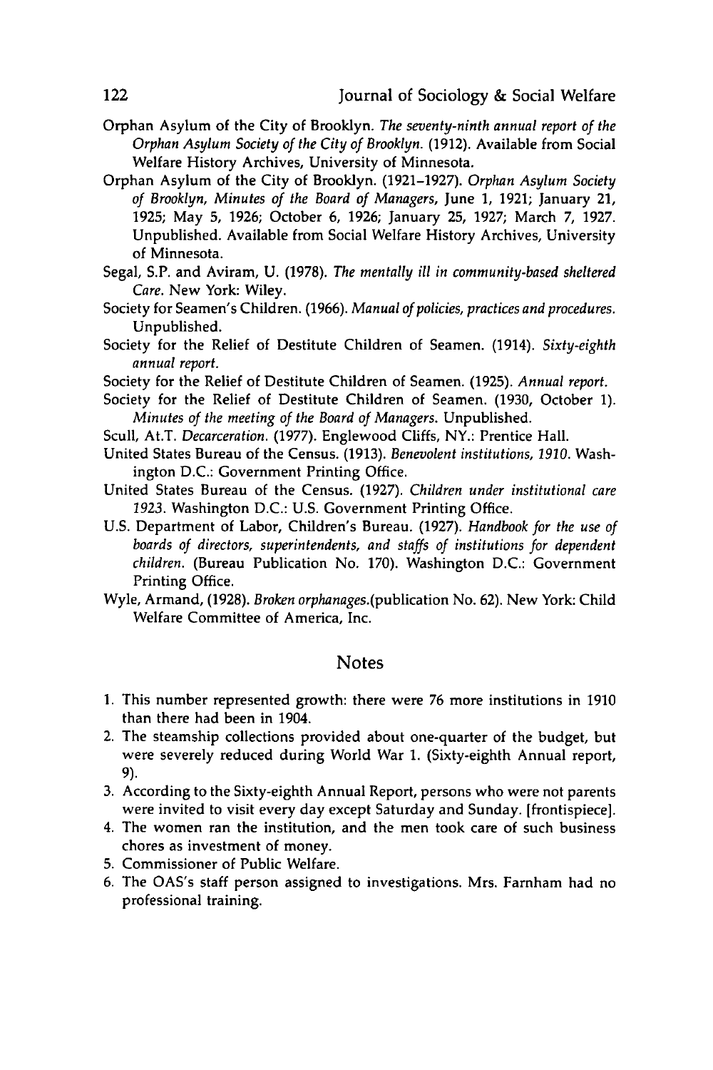Orphan Asylum of the City of Brooklyn. *The seventy-ninth annual report of the Orphan Asylum Society of the City of Brooklyn.* (1912). Available from Social Welfare History Archives, University of Minnesota.

Orphan Asylum of the City of Brooklyn. (1921–1927). *Orphan Asylum Society of Brooklyn, Minutes of the Board of Managers,* June 1, 1921; January 21, 1925; May 5, 1926; October 6, 1926; January 25, 1927; March 7, 1927. Unpublished. Available from Social Welfare History Archives, University of Minnesota.

Segal, S.P. and Aviram, U. (1978). *The mentally ill in community-based sheltered Care.* New York: Wiley.

Society for Seamen's Children. (1966). *Manual of policies, practices and procedures.* Unpublished.

Society for the Relief of Destitute Children of Seamen. (1914). *Sixty-eighth annual report.*

Society for the Relief of Destitute Children of Seamen. (1925). *Annual report.*

Society for the Relief of Destitute Children of Seamen. (1930, October 1). *Minutes of the meeting of the Board of Managers.* Unpublished.

Scull, At.T. *Decarceration.* (1977). Englewood Cliffs, NY.: Prentice Hall.

United States Bureau of the Census. (1913). *Benevolent institutions, 1910.* Washington D.C.: Government Printing Office.

United States Bureau of the Census. (1927). *Children under institutional care 1923.* Washington D.C.: U.S. Government Printing Office.

U.S. Department of Labor, Children's Bureau. (1927). *Handbook for the use of boards of directors, superintendents, and staffs of institutions for dependent children.* (Bureau Publication No. 170). Washington D.C.: Government Printing Office.

Wyle, Armand, (1928). *Broken orphanages.*(publication No. 62). New York: Child Welfare Committee of America, Inc.

## Notes

1. This number represented growth: there were 76 more institutions in 1910 than there had been in 1904.
2. The steamship collections provided about one-quarter of the budget, but were severely reduced during World War 1. (Sixty-eighth Annual report, 9).
3. According to the Sixty-eighth Annual Report, persons who were not parents were invited to visit every day except Saturday and Sunday. [frontispiece].
4. The women ran the institution, and the men took care of such business chores as investment of money.
5. Commissioner of Public Welfare.
6. The OAS's staff person assigned to investigations. Mrs. Farnham had no professional training.